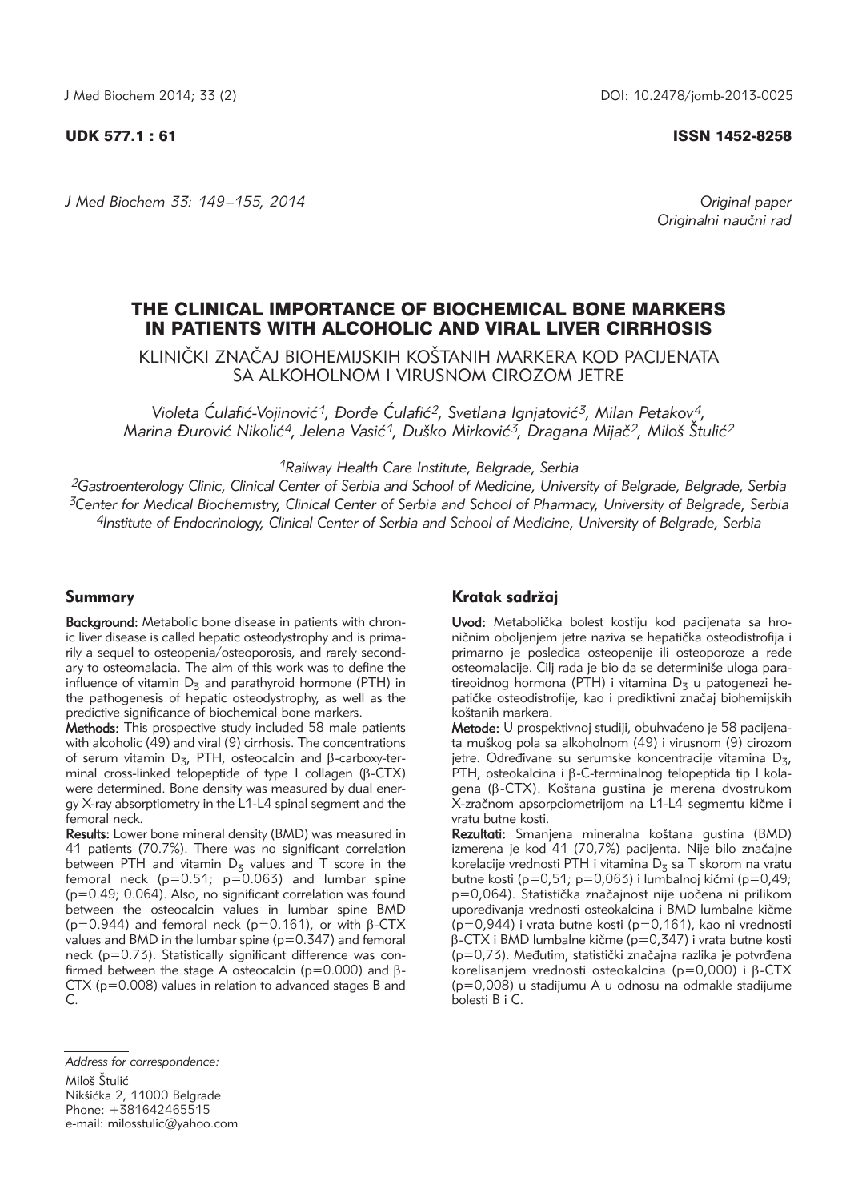UDK 577.1 : 61

ISSN 1452-8258

Original paper
Originalni naučni rad

# THE CLINICAL IMPORTANCE OF BIOCHEMICAL BONE MARKERS IN PATIENTS WITH ALCOHOLIC AND VIRAL LIVER CIRRHOSIS

KLINIČKI ZNAČAJ BIOHEMIJSKIH KOŠTANIH MARKERA KOD PACIJENATA SA ALKOHOLNOM I VIRUSNOM CIROZOM JETRE

*Violeta Ćulafić-Vojinović[1], Đorđe Ćulafić[2], Svetlana Ignjatović[3], Milan Petakov[4], Marina Đurović Nikolić[4], Jelena Vasić[1], Duško Mirković[3], Dragana Mijač[2], Miloš Štulić[2]*

*[1]Railway Health Care Institute, Belgrade, Serbia*
*[2]Gastroenterology Clinic, Clinical Center of Serbia and School of Medicine, University of Belgrade, Belgrade, Serbia*
*[3]Center for Medical Biochemistry, Clinical Center of Serbia and School of Pharmacy, University of Belgrade, Serbia*
*[4]Institute of Endocrinology, Clinical Center of Serbia and School of Medicine, University of Belgrade, Serbia*

## Summary

**Background:** Metabolic bone disease in patients with chronic liver disease is called hepatic osteodystrophy and is primarily a sequel to osteopenia/osteoporosis, and rarely secondary to osteomalacia. The aim of this work was to define the influence of vitamin $D_3$ and parathyroid hormone (PTH) in the pathogenesis of hepatic osteodystrophy, as well as the predictive significance of biochemical bone markers.

**Methods:** This prospective study included 58 male patients with alcoholic (49) and viral (9) cirrhosis. The concentrations of serum vitamin $D_3$, PTH, osteocalcin and β-carboxy-terminal cross-linked telopeptide of type I collagen (β-CTX) were determined. Bone density was measured by dual energy X-ray absorptiometry in the L1-L4 spinal segment and the femoral neck.

**Results:** Lower bone mineral density (BMD) was measured in 41 patients (70.7%). There was no significant correlation between PTH and vitamin $D_3$ values and T score in the femoral neck ($p=0.51$; $p=0.063$) and lumbar spine ($p=0.49$; 0.064). Also, no significant correlation was found between the osteocalcin values in lumbar spine BMD ($p=0.944$) and femoral neck ($p=0.161$), or with β-CTX values and BMD in the lumbar spine ($p=0.347$) and femoral neck ($p=0.73$). Statistically significant difference was confirmed between the stage A osteocalcin ($p=0.000$) and β-CTX ($p=0.008$) values in relation to advanced stages B and C.

## Kratak sadržaj

**Uvod:** Metabolička bolest kostiju kod pacijenata sa hroničnim oboljenjem jetre naziva se hepatička osteodistrofija i primarno je posledica osteopenije ili osteoporoze a ređe osteomalacije. Cilj rada je bio da se determiniše uloga paratireoidnog hormona (PTH) i vitamina $D_3$ u patogenezi hepatičke osteodistrofije, kao i prediktivni značaj biohemijskih koštanih markera.

**Metode:** U prospektivnoj studiji, obuhvaćeno je 58 pacijenata muškog pola sa alkoholnom (49) i virusnom (9) cirozom jetre. Određivane su serumske koncentracije vitamina $D_3$, PTH, osteokalcina i β-C-terminalnog telopeptida tip I kolagena (β-CTX). Koštana gustina je merena dvostrukom X-zračnom apsorpciometrijom na L1-L4 segmentu kičme i vratu butne kosti.

**Rezultati:** Smanjena mineralna koštana gustina (BMD) izmerena je kod 41 (70,7%) pacijenta. Nije bilo značajne korelacije vrednosti PTH i vitamina $D_3$ sa T skorom na vratu butne kosti ($p=0,51$; $p=0,063$) i lumbalnoj kičmi ($p=0,49$; $p=0,064$). Statistička značajnost nije uočena ni prilikom upoređivanja vrednosti osteokalcina i BMD lumbalne kičme ($p=0,944$) i vrata butne kosti ($p=0,161$), kao ni vrednosti β-CTX i BMD lumbalne kičme ($p=0,347$) i vrata butne kosti ($p=0,73$). Međutim, statistički značajna razlika je potvrđena korelisanjem vrednosti osteokalcina ($p=0,000$) i β-CTX ($p=0,008$) u stadijumu A u odnosu na odmakle stadijume bolesti B i C.

*Address for correspondence:*
Miloš Štulić
Nikšićka 2, 11000 Belgrade
Phone: +381642465515
e-mail: milosstulic@yahoo.com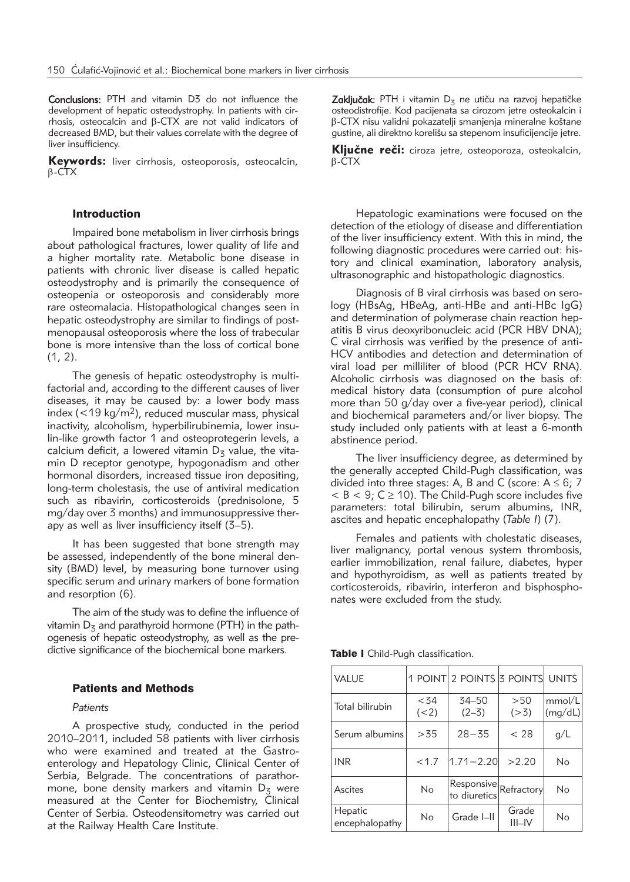**Conclusions:** PTH and vitamin D3 do not influence the development of hepatic osteodystrophy. In patients with cirrhosis, osteocalcin and β-CTX are not valid indicators of decreased BMD, but their values correlate with the degree of liver insufficiency.

**Keywords:** liver cirrhosis, osteoporosis, osteocalcin, β-CTX

**Zaključak:** PTH i vitamin $D_3$ ne utiču na razvoj hepatičke osteodistrofije. Kod pacijenata sa cirozom jetre osteokalcin i β-CTX nisu validni pokazatelji smanjenja mineralne koštane gustine, ali direktno korelišu sa stepenom insuficijencije jetre.

**Ključne reči:** ciroza jetre, osteoporoza, osteokalcin, β-CTX

## Introduction

Impaired bone metabolism in liver cirrhosis brings about pathological fractures, lower quality of life and a higher mortality rate. Metabolic bone disease in patients with chronic liver disease is called hepatic osteodystrophy and is primarily the consequence of osteopenia or osteoporosis and considerably more rare osteomalacia. Histopathological changes seen in hepatic osteodystrophy are similar to findings of postmenopausal osteoporosis where the loss of trabecular bone is more intensive than the loss of cortical bone (1, 2).

The genesis of hepatic osteodystrophy is multifactorial and, according to the different causes of liver diseases, it may be caused by: a lower body mass index (<19 kg/m$^2$), reduced muscular mass, physical inactivity, alcoholism, hyperbilirubinemia, lower insulin-like growth factor 1 and osteoprotegerin levels, a calcium deficit, a lowered vitamin $D_3$ value, the vitamin D receptor genotype, hypogonadism and other hormonal disorders, increased tissue iron depositing, long-term cholestasis, the use of antiviral medication such as ribavirin, corticosteroids (prednisolone, 5 mg/day over 3 months) and immunosuppressive therapy as well as liver insufficiency itself (3–5).

It has been suggested that bone strength may be assessed, independently of the bone mineral density (BMD) level, by measuring bone turnover using specific serum and urinary markers of bone formation and resorption (6).

The aim of the study was to define the influence of vitamin $D_3$ and parathyroid hormone (PTH) in the pathogenesis of hepatic osteodystrophy, as well as the predictive significance of the biochemical bone markers.

## Patients and Methods

### *Patients*

A prospective study, conducted in the period 2010–2011, included 58 patients with liver cirrhosis who were examined and treated at the Gastroenterology and Hepatology Clinic, Clinical Center of Serbia, Belgrade. The concentrations of parathormone, bone density markers and vitamin $D_3$ were measured at the Center for Biochemistry, Clinical Center of Serbia. Osteodensitometry was carried out at the Railway Health Care Institute.

Hepatologic examinations were focused on the detection of the etiology of disease and differentiation of the liver insufficiency extent. With this in mind, the following diagnostic procedures were carried out: history and clinical examination, laboratory analysis, ultrasonographic and histopathologic diagnostics.

Diagnosis of B viral cirrhosis was based on serology (HBsAg, HBeAg, anti-HBe and anti-HBc IgG) and determination of polymerase chain reaction hepatitis B virus deoxyribonucleic acid (PCR HBV DNA); C viral cirrhosis was verified by the presence of anti-HCV antibodies and detection and determination of viral load per milliliter of blood (PCR HCV RNA). Alcoholic cirrhosis was diagnosed on the basis of: medical history data (consumption of pure alcohol more than 50 g/day over a five-year period), clinical and biochemical parameters and/or liver biopsy. The study included only patients with at least a 6-month abstinence period.

The liver insufficiency degree, as determined by the generally accepted Child-Pugh classification, was divided into three stages: A, B and C (score: A ≤ 6; 7 < B < 9; C ≥ 10). The Child-Pugh score includes five parameters: total bilirubin, serum albumins, INR, ascites and hepatic encephalopathy (*Table I*) (7).

Females and patients with cholestatic diseases, liver malignancy, portal venous system thrombosis, earlier immobilization, renal failure, diabetes, hyper and hypothyroidism, as well as patients treated by corticosteroids, ribavirin, interferon and bisphosphonates were excluded from the study.

**Table I** Child-Pugh classification.

| VALUE | 1 POINT | 2 POINTS | 3 POINTS | UNITS |
|---|---|---|---|---|
| Total bilirubin | <34 (<2) | 34–50 (2–3) | >50 (>3) | mmol/L (mg/dL) |
| Serum albumins | >35 | 28–35 | < 28 | g/L |
| INR | <1.7 | 1.71–2.20 | >2.20 | No |
| Ascites | No | Responsive to diuretics | Refractory | No |
| Hepatic encephalopathy | No | Grade I–II | Grade III–IV | No |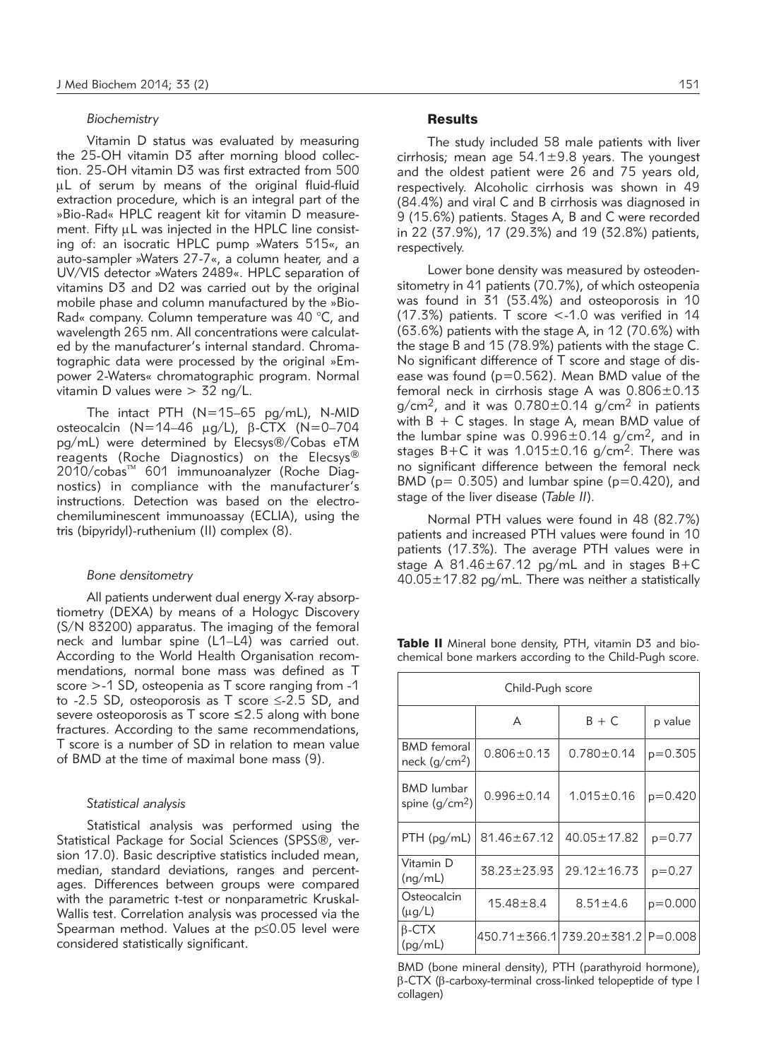### *Biochemistry*

Vitamin D status was evaluated by measuring the 25-OH vitamin D3 after morning blood collection. 25-OH vitamin D3 was first extracted from 500 μL of serum by means of the original fluid-fluid extraction procedure, which is an integral part of the »Bio-Rad« HPLC reagent kit for vitamin D measurement. Fifty μL was injected in the HPLC line consisting of: an isocratic HPLC pump »Waters 515«, an auto-sampler »Waters 27-7«, a column heater, and a UV/VIS detector »Waters 2489«. HPLC separation of vitamins D3 and D2 was carried out by the original mobile phase and column manufactured by the »Bio-Rad« company. Column temperature was 40 °C, and wavelength 265 nm. All concentrations were calculated by the manufacturer's internal standard. Chromatographic data were processed by the original »Empower 2-Waters« chromatographic program. Normal vitamin D values were > 32 ng/L.

The intact PTH (N=15–65 pg/mL), N-MID osteocalcin (N=14–46 μg/L), β-CTX (N=0–704 pg/mL) were determined by Elecsys®/Cobas eTM reagents (Roche Diagnostics) on the Elecsys® 2010/cobas™ 601 immunoanalyzer (Roche Diagnostics) in compliance with the manufacturer's instructions. Detection was based on the electrochemiluminescent immunoassay (ECLIA), using the tris (bipyridyl)-ruthenium (II) complex (8).

### *Bone densitometry*

All patients underwent dual energy X-ray absorptiometry (DEXA) by means of a Hologyc Discovery (S/N 83200) apparatus. The imaging of the femoral neck and lumbar spine (L1–L4) was carried out. According to the World Health Organisation recommendations, normal bone mass was defined as T score >-1 SD, osteopenia as T score ranging from -1 to -2.5 SD, osteoporosis as T score ≤-2.5 SD, and severe osteoporosis as T score ≤2.5 along with bone fractures. According to the same recommendations, T score is a number of SD in relation to mean value of BMD at the time of maximal bone mass (9).

### *Statistical analysis*

Statistical analysis was performed using the Statistical Package for Social Sciences (SPSS®, version 17.0). Basic descriptive statistics included mean, median, standard deviations, ranges and percentages. Differences between groups were compared with the parametric t-test or nonparametric Kruskal-Wallis test. Correlation analysis was processed via the Spearman method. Values at the p≤0.05 level were considered statistically significant.

## Results

The study included 58 male patients with liver cirrhosis; mean age 54.1±9.8 years. The youngest and the oldest patient were 26 and 75 years old, respectively. Alcoholic cirrhosis was shown in 49 (84.4%) and viral C and B cirrhosis was diagnosed in 9 (15.6%) patients. Stages A, B and C were recorded in 22 (37.9%), 17 (29.3%) and 19 (32.8%) patients, respectively.

Lower bone density was measured by osteodensitometry in 41 patients (70.7%), of which osteopenia was found in 31 (53.4%) and osteoporosis in 10 (17.3%) patients. T score <-1.0 was verified in 14 (63.6%) patients with the stage A, in 12 (70.6%) with the stage B and 15 (78.9%) patients with the stage C. No significant difference of T score and stage of disease was found (p=0.562). Mean BMD value of the femoral neck in cirrhosis stage A was 0.806±0.13 g/cm$^2$, and it was 0.780±0.14 g/cm$^2$ in patients with B + C stages. In stage A, mean BMD value of the lumbar spine was 0.996±0.14 g/cm$^2$, and in stages B+C it was 1.015±0.16 g/cm$^2$. There was no significant difference between the femoral neck BMD (p= 0.305) and lumbar spine (p=0.420), and stage of the liver disease (*Table II*).

Normal PTH values were found in 48 (82.7%) patients and increased PTH values were found in 10 patients (17.3%). The average PTH values were in stage A 81.46±67.12 pg/mL and in stages B+C 40.05±17.82 pg/mL. There was neither a statistically

**Table II** Mineral bone density, PTH, vitamin D3 and biochemical bone markers according to the Child-Pugh score.

| | Child-Pugh score | | |
|---|---|---|---|
| | A | B + C | p value |
| BMD femoral neck (g/cm$^2$) | 0.806±0.13 | 0.780±0.14 | p=0.305 |
| BMD lumbar spine (g/cm$^2$) | 0.996±0.14 | 1.015±0.16 | p=0.420 |
| PTH (pg/mL) | 81.46±67.12 | 40.05±17.82 | p=0.77 |
| Vitamin D (ng/mL) | 38.23±23.93 | 29.12±16.73 | p=0.27 |
| Osteocalcin (μg/L) | 15.48±8.4 | 8.51±4.6 | p=0.000 |
| β-CTX (pg/mL) | 450.71±366.1 | 739.20±381.2 | P=0.008 |

BMD (bone mineral density), PTH (parathyroid hormone), β-CTX (β-carboxy-terminal cross-linked telopeptide of type I collagen)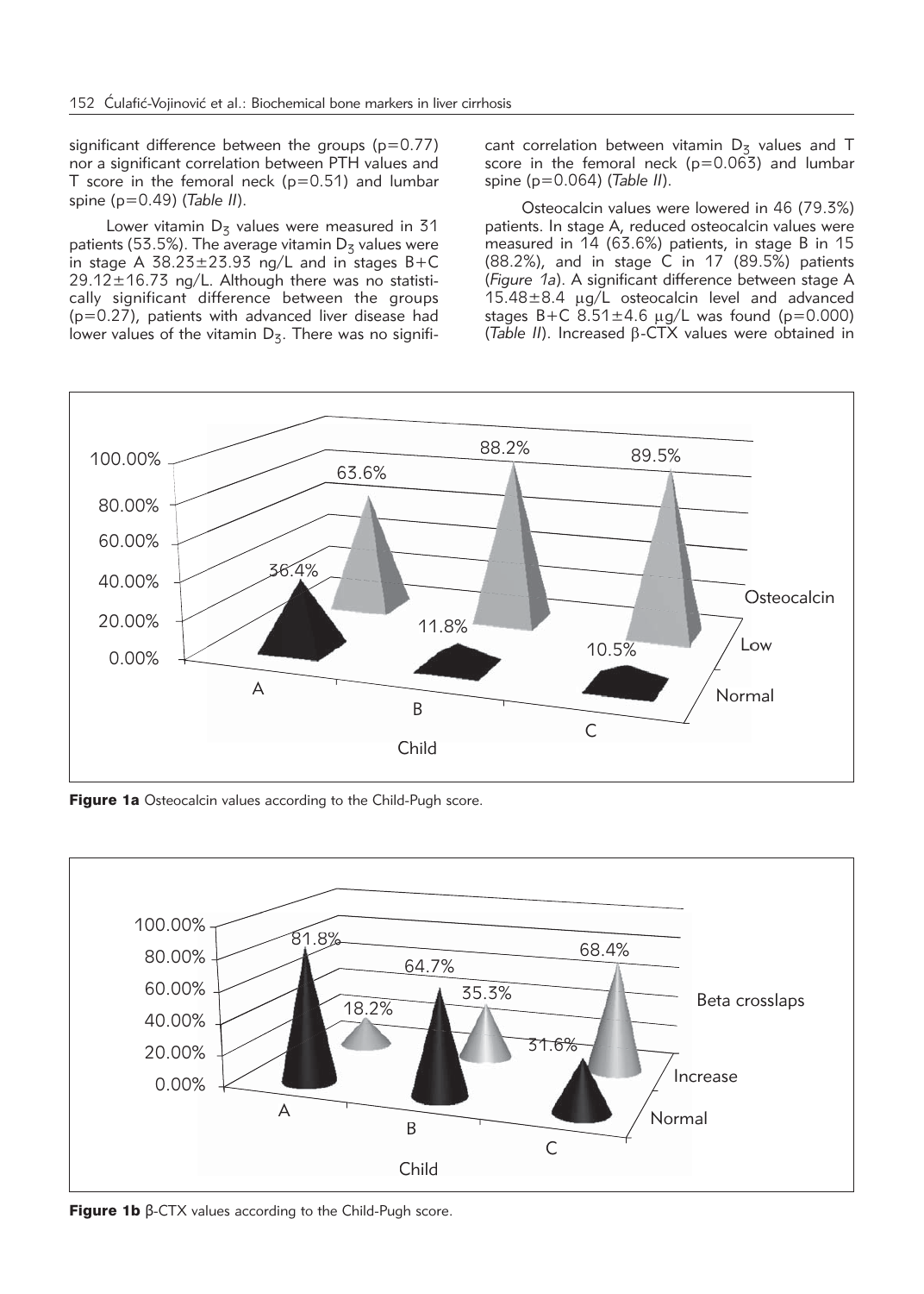significant difference between the groups (p=0.77) nor a significant correlation between PTH values and T score in the femoral neck (p=0.51) and lumbar spine (p=0.49) (*Table II*).

Lower vitamin $D_3$ values were measured in 31 patients (53.5%). The average vitamin $D_3$ values were in stage A 38.23±23.93 ng/L and in stages B+C 29.12±16.73 ng/L. Although there was no statistically significant difference between the groups (p=0.27), patients with advanced liver disease had lower values of the vitamin $D_3$. There was no significant correlation between vitamin $D_3$ values and T score in the femoral neck (p=0.063) and lumbar spine (p=0.064) (*Table II*).

Osteocalcin values were lowered in 46 (79.3%) patients. In stage A, reduced osteocalcin values were measured in 14 (63.6%) patients, in stage B in 15 (88.2%), and in stage C in 17 (89.5%) patients (*Figure 1a*). A significant difference between stage A 15.48±8.4 μg/L osteocalcin level and advanced stages B+C 8.51±4.6 μg/L was found (p=0.000) (*Table II*). Increased β-CTX values were obtained in

**Figure 1a** Osteocalcin values according to the Child-Pugh score.

**Figure 1b** β-CTX values according to the Child-Pugh score.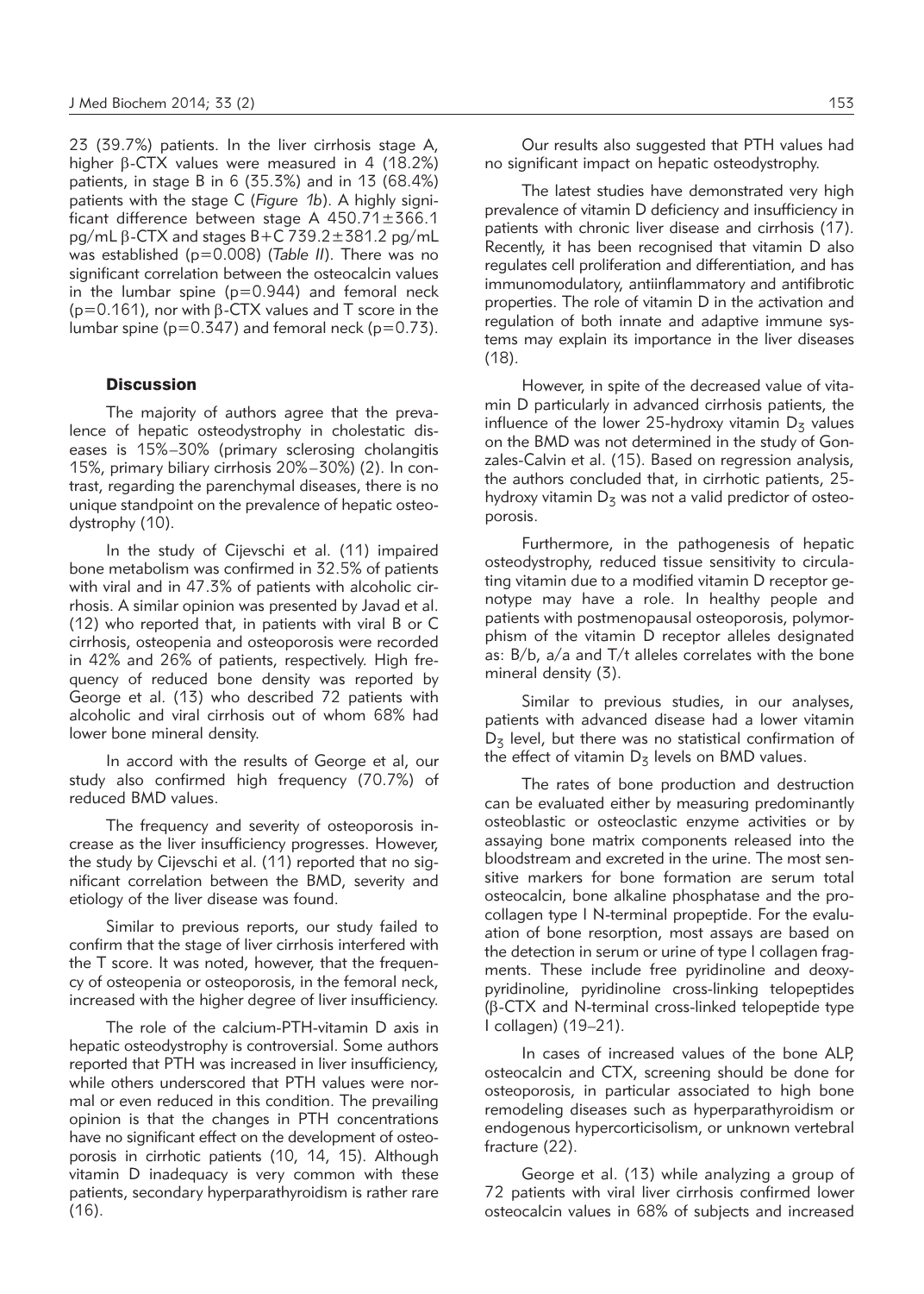23 (39.7%) patients. In the liver cirrhosis stage A, higher β-CTX values were measured in 4 (18.2%) patients, in stage B in 6 (35.3%) and in 13 (68.4%) patients with the stage C (*Figure 1b*). A highly significant difference between stage A 450.71±366.1 pg/mL β-CTX and stages B+C 739.2±381.2 pg/mL was established ($p=0.008$) (*Table II*). There was no significant correlation between the osteocalcin values in the lumbar spine ($p=0.944$) and femoral neck ($p=0.161$), nor with β-CTX values and T score in the lumbar spine ($p=0.347$) and femoral neck ($p=0.73$).

## Discussion

The majority of authors agree that the prevalence of hepatic osteodystrophy in cholestatic diseases is 15%–30% (primary sclerosing cholangitis 15%, primary biliary cirrhosis 20%–30%) (2). In contrast, regarding the parenchymal diseases, there is no unique standpoint on the prevalence of hepatic osteodystrophy (10).

In the study of Cijevschi et al. (11) impaired bone metabolism was confirmed in 32.5% of patients with viral and in 47.3% of patients with alcoholic cirrhosis. A similar opinion was presented by Javad et al. (12) who reported that, in patients with viral B or C cirrhosis, osteopenia and osteoporosis were recorded in 42% and 26% of patients, respectively. High frequency of reduced bone density was reported by George et al. (13) who described 72 patients with alcoholic and viral cirrhosis out of whom 68% had lower bone mineral density.

In accord with the results of George et al, our study also confirmed high frequency (70.7%) of reduced BMD values.

The frequency and severity of osteoporosis increase as the liver insufficiency progresses. However, the study by Cijevschi et al. (11) reported that no significant correlation between the BMD, severity and etiology of the liver disease was found.

Similar to previous reports, our study failed to confirm that the stage of liver cirrhosis interfered with the T score. It was noted, however, that the frequency of osteopenia or osteoporosis, in the femoral neck, increased with the higher degree of liver insufficiency.

The role of the calcium-PTH-vitamin D axis in hepatic osteodystrophy is controversial. Some authors reported that PTH was increased in liver insufficiency, while others underscored that PTH values were normal or even reduced in this condition. The prevailing opinion is that the changes in PTH concentrations have no significant effect on the development of osteoporosis in cirrhotic patients (10, 14, 15). Although vitamin D inadequacy is very common with these patients, secondary hyperparathyroidism is rather rare (16).

Our results also suggested that PTH values had no significant impact on hepatic osteodystrophy.

The latest studies have demonstrated very high prevalence of vitamin D deficiency and insufficiency in patients with chronic liver disease and cirrhosis (17). Recently, it has been recognised that vitamin D also regulates cell proliferation and differentiation, and has immunomodulatory, antiinflammatory and antifibrotic properties. The role of vitamin D in the activation and regulation of both innate and adaptive immune systems may explain its importance in the liver diseases (18).

However, in spite of the decreased value of vitamin D particularly in advanced cirrhosis patients, the influence of the lower 25-hydroxy vitamin $D_3$ values on the BMD was not determined in the study of Gonzales-Calvin et al. (15). Based on regression analysis, the authors concluded that, in cirrhotic patients, 25-hydroxy vitamin $D_3$ was not a valid predictor of osteoporosis.

Furthermore, in the pathogenesis of hepatic osteodystrophy, reduced tissue sensitivity to circulating vitamin due to a modified vitamin D receptor genotype may have a role. In healthy people and patients with postmenopausal osteoporosis, polymorphism of the vitamin D receptor alleles designated as: B/b, a/a and T/t alleles correlates with the bone mineral density (3).

Similar to previous studies, in our analyses, patients with advanced disease had a lower vitamin $D_3$ level, but there was no statistical confirmation of the effect of vitamin $D_3$ levels on BMD values.

The rates of bone production and destruction can be evaluated either by measuring predominantly osteoblastic or osteoclastic enzyme activities or by assaying bone matrix components released into the bloodstream and excreted in the urine. The most sensitive markers for bone formation are serum total osteocalcin, bone alkaline phosphatase and the procollagen type I N-terminal propeptide. For the evaluation of bone resorption, most assays are based on the detection in serum or urine of type I collagen fragments. These include free pyridinoline and deoxypyridinoline, pyridinoline cross-linking telopeptides (β-CTX and N-terminal cross-linked telopeptide type I collagen) (19–21).

In cases of increased values of the bone ALP, osteocalcin and CTX, screening should be done for osteoporosis, in particular associated to high bone remodeling diseases such as hyperparathyroidism or endogenous hypercorticisolism, or unknown vertebral fracture (22).

George et al. (13) while analyzing a group of 72 patients with viral liver cirrhosis confirmed lower osteocalcin values in 68% of subjects and increased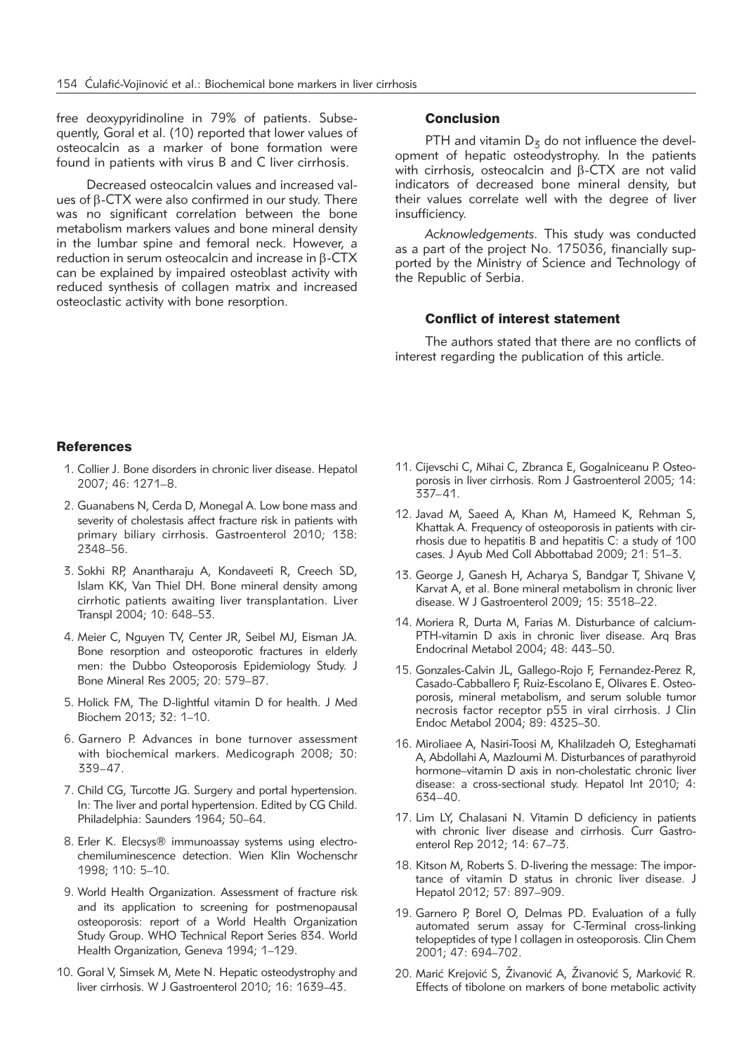free deoxypyridinoline in 79% of patients. Subsequently, Goral et al. (10) reported that lower values of osteocalcin as a marker of bone formation were found in patients with virus B and C liver cirrhosis.

Decreased osteocalcin values and increased values of β-CTX were also confirmed in our study. There was no significant correlation between the bone metabolism markers values and bone mineral density in the lumbar spine and femoral neck. However, a reduction in serum osteocalcin and increase in β-CTX can be explained by impaired osteoblast activity with reduced synthesis of collagen matrix and increased osteoclastic activity with bone resorption.

## Conclusion

PTH and vitamin $D_3$ do not influence the development of hepatic osteodystrophy. In the patients with cirrhosis, osteocalcin and β-CTX are not valid indicators of decreased bone mineral density, but their values correlate well with the degree of liver insufficiency.

*Acknowledgements.* This study was conducted as a part of the project No. 175036, financially supported by the Ministry of Science and Technology of the Republic of Serbia.

## Conflict of interest statement

The authors stated that there are no conflicts of interest regarding the publication of this article.

## References

1. Collier J. Bone disorders in chronic liver disease. Hepatol 2007; 46: 1271–8.
2. Guanabens N, Cerda D, Monegal A. Low bone mass and severity of cholestasis affect fracture risk in patients with primary biliary cirrhosis. Gastroenterol 2010; 138: 2348–56.
3. Sokhi RP, Anantharaju A, Kondaveeti R, Creech SD, Islam KK, Van Thiel DH. Bone mineral density among cirrhotic patients awaiting liver transplantation. Liver Transpl 2004; 10: 648–53.
4. Meier C, Nguyen TV, Center JR, Seibel MJ, Eisman JA. Bone resorption and osteoporotic fractures in elderly men: the Dubbo Osteoporosis Epidemiology Study. J Bone Mineral Res 2005; 20: 579–87.
5. Holick FM, The D-lightful vitamin D for health. J Med Biochem 2013; 32: 1–10.
6. Garnero P. Advances in bone turnover assessment with biochemical markers. Medicograph 2008; 30: 339–47.
7. Child CG, Turcotte JG. Surgery and portal hypertension. In: The liver and portal hypertension. Edited by CG Child. Philadelphia: Saunders 1964; 50–64.
8. Erler K. Elecsys® immunoassay systems using electrochemiluminescence detection. Wien Klin Wochenschr 1998; 110: 5–10.
9. World Health Organization. Assessment of fracture risk and its application to screening for postmenopausal osteoporosis: report of a World Health Organization Study Group. WHO Technical Report Series 834. World Health Organization, Geneva 1994; 1–129.
10. Goral V, Simsek M, Mete N. Hepatic osteodystrophy and liver cirrhosis. W J Gastroenterol 2010; 16: 1639–43.
11. Cijevschi C, Mihai C, Zbranca E, Gogalniceanu P. Osteoporosis in liver cirrhosis. Rom J Gastroenterol 2005; 14: 337–41.
12. Javad M, Saeed A, Khan M, Hameed K, Rehman S, Khattak A. Frequency of osteoporosis in patients with cirrhosis due to hepatitis B and hepatitis C: a study of 100 cases. J Ayub Med Coll Abbottabad 2009; 21: 51–3.
13. George J, Ganesh H, Acharya S, Bandgar T, Shivane V, Karvat A, et al. Bone mineral metabolism in chronic liver disease. W J Gastroenterol 2009; 15: 3518–22.
14. Moriera R, Durta M, Farias M. Disturbance of calcium-PTH-vitamin D axis in chronic liver disease. Arq Bras Endocrinal Metabol 2004; 48: 443–50.
15. Gonzales-Calvin JL, Gallego-Rojo F, Fernandez-Perez R, Casado-Cabballero F, Ruiz-Escolano E, Olivares E. Osteoporosis, mineral metabolism, and serum soluble tumor necrosis factor receptor p55 in viral cirrhosis. J Clin Endoc Metabol 2004; 89: 4325–30.
16. Miroliaee A, Nasiri-Toosi M, Khalilzadeh O, Esteghamati A, Abdollahi A, Mazloumi M. Disturbances of parathyroid hormone–vitamin D axis in non-cholestatic chronic liver disease: a cross-sectional study. Hepatol Int 2010; 4: 634–40.
17. Lim LY, Chalasani N. Vitamin D deficiency in patients with chronic liver disease and cirrhosis. Curr Gastroenterol Rep 2012; 14: 67–73.
18. Kitson M, Roberts S. D-livering the message: The importance of vitamin D status in chronic liver disease. J Hepatol 2012; 57: 897–909.
19. Garnero P, Borel O, Delmas PD. Evaluation of a fully automated serum assay for C-Terminal cross-linking telopeptides of type I collagen in osteoporosis. Clin Chem 2001; 47: 694–702.
20. Marić Krejović S, Živanović A, Živanović S, Marković R. Effects of tibolone on markers of bone metabolic activity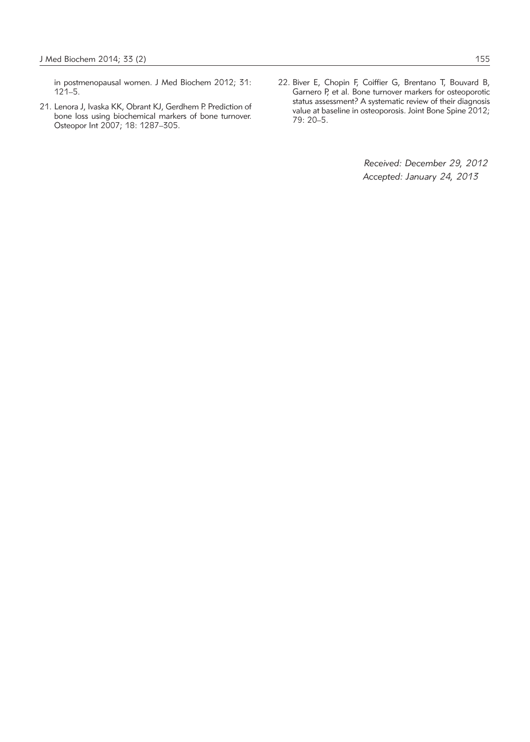in postmenopausal women. J Med Biochem 2012; 31: 121–5.

21. Lenora J, Ivaska KK, Obrant KJ, Gerdhem P. Prediction of bone loss using biochemical markers of bone turnover. Osteopor Int 2007; 18: 1287–305.

22. Biver E, Chopin F, Coiffier G, Brentano T, Bouvard B, Garnero P, et al. Bone turnover markers for osteoporotic status assessment? A systematic review of their diagnosis value at baseline in osteoporosis. Joint Bone Spine 2012; 79: 20–5.

*Received: December 29, 2012*
*Accepted: January 24, 2013*